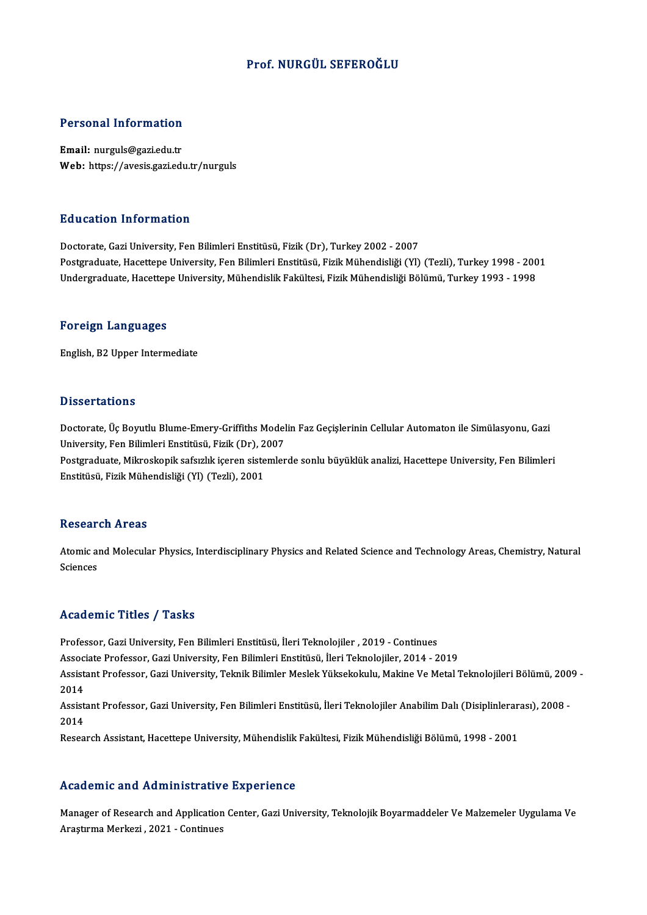# Prof. NURGÜL SEFEROĞLU

## Personal Information

**Email:** nurguls@gazi.edu.tr
**Web:** https://avesis.gazi.edu.tr/nurguls

## Education Information

Doctorate, Gazi University, Fen Bilimleri Enstitüsü, Fizik (Dr), Turkey 2002 - 2007
Postgraduate, Hacettepe University, Fen Bilimleri Enstitüsü, Fizik Mühendisliği (Yl) (Tezli), Turkey 1998 - 2001
Undergraduate, Hacettepe University, Mühendislik Fakültesi, Fizik Mühendisliği Bölümü, Turkey 1993 - 1998

## Foreign Languages

English, B2 Upper Intermediate

## Dissertations

Doctorate, Üç Boyutlu Blume-Emery-Griffiths Modelin Faz Geçişlerinin Cellular Automaton ile Simülasyonu, Gazi University, Fen Bilimleri Enstitüsü, Fizik (Dr), 2007
Postgraduate, Mikroskopik safsızlık içeren sistemlerde sonlu büyüklük analizi, Hacettepe University, Fen Bilimleri Enstitüsü, Fizik Mühendisliği (Yl) (Tezli), 2001

## Research Areas

Atomic and Molecular Physics, Interdisciplinary Physics and Related Science and Technology Areas, Chemistry, Natural Sciences

## Academic Titles / Tasks

Professor, Gazi University, Fen Bilimleri Enstitüsü, İleri Teknolojiler , 2019 - Continues
Associate Professor, Gazi University, Fen Bilimleri Enstitüsü, İleri Teknolojiler, 2014 - 2019
Assistant Professor, Gazi University, Teknik Bilimler Meslek Yüksekokulu, Makine Ve Metal Teknolojileri Bölümü, 2009 - 2014
Assistant Professor, Gazi University, Fen Bilimleri Enstitüsü, İleri Teknolojiler Anabilim Dalı (Disiplinlerarası), 2008 - 2014
Research Assistant, Hacettepe University, Mühendislik Fakültesi, Fizik Mühendisliği Bölümü, 1998 - 2001

## Academic and Administrative Experience

Manager of Research and Application Center, Gazi University, Teknolojik Boyarmaddeler Ve Malzemeler Uygulama Ve Araştırma Merkezi , 2021 - Continues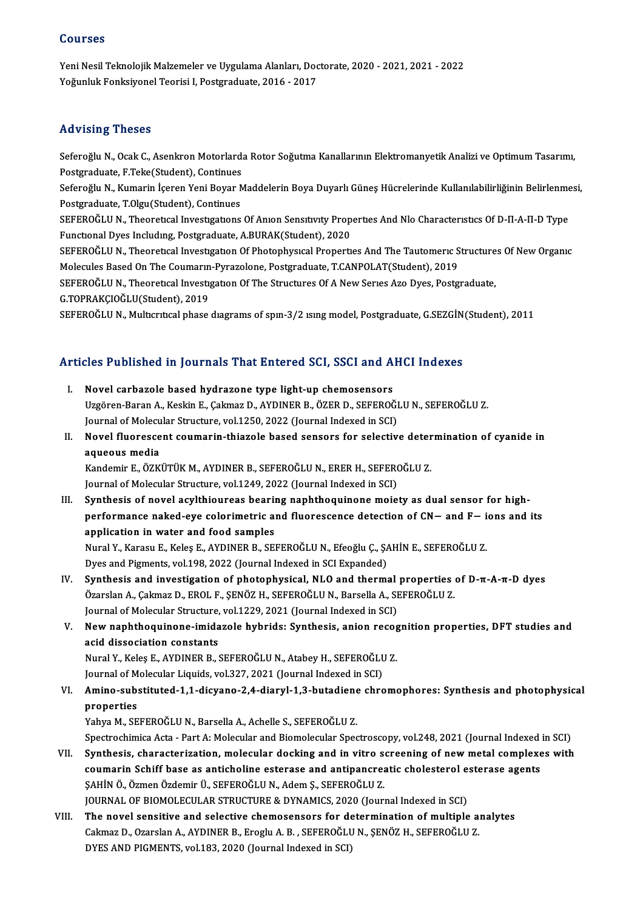## Courses

Yeni Nesil Teknolojik Malzemeler ve Uygulama Alanları, Doctorate, 2020 - 2021, 2021 - 2022
Yoğunluk Fonksiyonel Teorisi I, Postgraduate, 2016 - 2017

## Advising Theses

Seferoğlu N., Ocak C., Asenkron Motorlarda Rotor Soğutma Kanallarının Elektromanyetik Analizi ve Optimum Tasarımı, Postgraduate, F.Teke(Student), Continues
Seferoğlu N., Kumarin İçeren Yeni Boyar Maddelerin Boya Duyarlı Güneş Hücrelerinde Kullanılabilirliğinin Belirlenmesi, Postgraduate, T.Olgu(Student), Continues
SEFEROĞLU N., Theoretıcal Investıgatıons Of Anıon Sensıtıvıty Propertıes And Nlo Characterıstıcs Of D-Π-A-Π-D Type Functıonal Dyes Includıng, Postgraduate, A.BURAK(Student), 2020
SEFEROĞLU N., Theoretıcal Investıgatıon Of Photophysıcal Propertıes And The Tautomerıc Structures Of New Organıc Molecules Based On The Coumarın-Pyrazolone, Postgraduate, T.CANPOLAT(Student), 2019
SEFEROĞLU N., Theoretıcal Investıgatıon Of The Structures Of A New Serıes Azo Dyes, Postgraduate, G.TOPRAKÇIOĞLU(Student), 2019
SEFEROĞLU N., Multıcrıtıcal phase dıagrams of spın-3/2 ısıng model, Postgraduate, G.SEZGİN(Student), 2011

## Articles Published in Journals That Entered SCI, SSCI and AHCI Indexes

I. **Novel carbazole based hydrazone type light-up chemosensors**
Uzgören-Baran A., Keskin E., Çakmaz D., AYDINER B., ÖZER D., SEFEROĞLU N., SEFEROĞLU Z.
Journal of Molecular Structure, vol.1250, 2022 (Journal Indexed in SCI)

II. **Novel fluorescent coumarin-thiazole based sensors for selective determination of cyanide in aqueous media**
Kandemir E., ÖZKÜTÜK M., AYDINER B., SEFEROĞLU N., ERER H., SEFEROĞLU Z.
Journal of Molecular Structure, vol.1249, 2022 (Journal Indexed in SCI)

III. **Synthesis of novel acylthioureas bearing naphthoquinone moiety as dual sensor for high-performance naked-eye colorimetric and fluorescence detection of CN− and F− ions and its application in water and food samples**
Nural Y., Karasu E., Keleş E., AYDINER B., SEFEROĞLU N., Efeoğlu Ç., ŞAHİN E., SEFEROĞLU Z.
Dyes and Pigments, vol.198, 2022 (Journal Indexed in SCI Expanded)

IV. **Synthesis and investigation of photophysical, NLO and thermal properties of D-π-A-π-D dyes**
Özarslan A., Çakmaz D., EROL F., ŞENÖZ H., SEFEROĞLU N., Barsella A., SEFEROĞLU Z.
Journal of Molecular Structure, vol.1229, 2021 (Journal Indexed in SCI)

V. **New naphthoquinone-imidazole hybrids: Synthesis, anion recognition properties, DFT studies and acid dissociation constants**
Nural Y., Keleş E., AYDINER B., SEFEROĞLU N., Atabey H., SEFEROĞLU Z.
Journal of Molecular Liquids, vol.327, 2021 (Journal Indexed in SCI)

VI. **Amino-substituted-1,1-dicyano-2,4-diaryl-1,3-butadiene chromophores: Synthesis and photophysical properties**
Yahya M., SEFEROĞLU N., Barsella A., Achelle S., SEFEROĞLU Z.
Spectrochimica Acta - Part A: Molecular and Biomolecular Spectroscopy, vol.248, 2021 (Journal Indexed in SCI)

VII. **Synthesis, characterization, molecular docking and in vitro screening of new metal complexes with coumarin Schiff base as anticholine esterase and antipancreatic cholesterol esterase agents**
ŞAHİN Ö., Özmen Özdemir Ü., SEFEROĞLU N., Adem Ş., SEFEROĞLU Z.
JOURNAL OF BIOMOLECULAR STRUCTURE & DYNAMICS, 2020 (Journal Indexed in SCI)

VIII. **The novel sensitive and selective chemosensors for determination of multiple analytes**
Cakmaz D., Ozarslan A., AYDINER B., Eroglu A. B. , SEFEROĞLU N., ŞENÖZ H., SEFEROĞLU Z.
DYES AND PIGMENTS, vol.183, 2020 (Journal Indexed in SCI)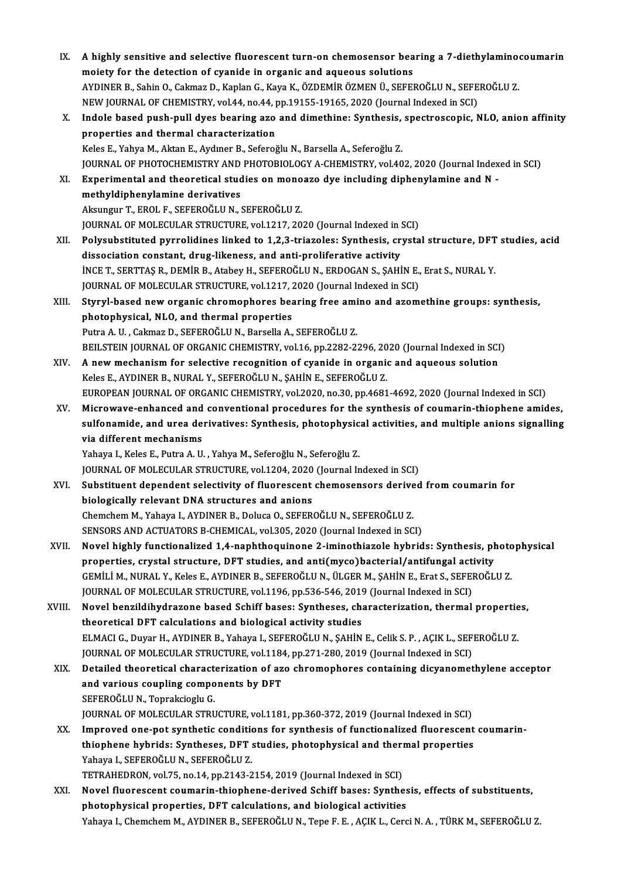IX. **A highly sensitive and selective fluorescent turn-on chemosensor bearing a 7-diethylaminocoumarin moiety for the detection of cyanide in organic and aqueous solutions**
AYDINER B., Sahin O., Cakmaz D., Kaplan G., Kaya K., ÖZDEMİR ÖZMEN Ü., SEFEROĞLU N., SEFEROĞLU Z.
NEW JOURNAL OF CHEMISTRY, vol.44, no.44, pp.19155-19165, 2020 (Journal Indexed in SCI)

X. **Indole based push-pull dyes bearing azo and dimethine: Synthesis, spectroscopic, NLO, anion affinity properties and thermal characterization**
Keles E., Yahya M., Aktan E., Aydıner B., Seferoğlu N., Barsella A., Seferoğlu Z.
JOURNAL OF PHOTOCHEMISTRY AND PHOTOBIOLOGY A-CHEMISTRY, vol.402, 2020 (Journal Indexed in SCI)

XI. **Experimental and theoretical studies on monoazo dye including diphenylamine and N - methyldiphenylamine derivatives**
Aksungur T., EROL F., SEFEROĞLU N., SEFEROĞLU Z.
JOURNAL OF MOLECULAR STRUCTURE, vol.1217, 2020 (Journal Indexed in SCI)

XII. **Polysubstituted pyrrolidines linked to 1,2,3-triazoles: Synthesis, crystal structure, DFT studies, acid dissociation constant, drug-likeness, and anti-proliferative activity**
İNCE T., SERTTAŞ R., DEMİR B., Atabey H., SEFEROĞLU N., ERDOGAN S., ŞAHİN E., Erat S., NURAL Y.
JOURNAL OF MOLECULAR STRUCTURE, vol.1217, 2020 (Journal Indexed in SCI)

XIII. **Styryl-based new organic chromophores bearing free amino and azomethine groups: synthesis, photophysical, NLO, and thermal properties**
Putra A. U. , Cakmaz D., SEFEROĞLU N., Barsella A., SEFEROĞLU Z.
BEILSTEIN JOURNAL OF ORGANIC CHEMISTRY, vol.16, pp.2282-2296, 2020 (Journal Indexed in SCI)

XIV. **A new mechanism for selective recognition of cyanide in organic and aqueous solution**
Keles E., AYDINER B., NURAL Y., SEFEROĞLU N., ŞAHİN E., SEFEROĞLU Z.
EUROPEAN JOURNAL OF ORGANIC CHEMISTRY, vol.2020, no.30, pp.4681-4692, 2020 (Journal Indexed in SCI)

XV. **Microwave-enhanced and conventional procedures for the synthesis of coumarin-thiophene amides, sulfonamide, and urea derivatives: Synthesis, photophysical activities, and multiple anions signalling via different mechanisms**
Yahaya I., Keles E., Putra A. U. , Yahya M., Seferoğlu N., Seferoğlu Z.
JOURNAL OF MOLECULAR STRUCTURE, vol.1204, 2020 (Journal Indexed in SCI)

XVI. **Substituent dependent selectivity of fluorescent chemosensors derived from coumarin for biologically relevant DNA structures and anions**
Chemchem M., Yahaya I., AYDINER B., Doluca O., SEFEROĞLU N., SEFEROĞLU Z.
SENSORS AND ACTUATORS B-CHEMICAL, vol.305, 2020 (Journal Indexed in SCI)

XVII. **Novel highly functionalized 1,4-naphthoquinone 2-iminothiazole hybrids: Synthesis, photophysical properties, crystal structure, DFT studies, and anti(myco)bacterial/antifungal activity**
GEMİLİ M., NURAL Y., Keles E., AYDINER B., SEFEROĞLU N., ÜLGER M., ŞAHİN E., Erat S., SEFEROĞLU Z.
JOURNAL OF MOLECULAR STRUCTURE, vol.1196, pp.536-546, 2019 (Journal Indexed in SCI)

XVIII. **Novel benzildihydrazone based Schiff bases: Syntheses, characterization, thermal properties, theoretical DFT calculations and biological activity studies**
ELMACI G., Duyar H., AYDINER B., Yahaya I., SEFEROĞLU N., ŞAHİN E., Celik S. P. , AÇIK L., SEFEROĞLU Z.
JOURNAL OF MOLECULAR STRUCTURE, vol.1184, pp.271-280, 2019 (Journal Indexed in SCI)

XIX. **Detailed theoretical characterization of azo chromophores containing dicyanomethylene acceptor and various coupling components by DFT**
SEFEROĞLU N., Toprakcioglu G.
JOURNAL OF MOLECULAR STRUCTURE, vol.1181, pp.360-372, 2019 (Journal Indexed in SCI)

XX. **Improved one-pot synthetic conditions for synthesis of functionalized fluorescent coumarin-thiophene hybrids: Syntheses, DFT studies, photophysical and thermal properties**
Yahaya I., SEFEROĞLU N., SEFEROĞLU Z.
TETRAHEDRON, vol.75, no.14, pp.2143-2154, 2019 (Journal Indexed in SCI)

XXI. **Novel fluorescent coumarin-thiophene-derived Schiff bases: Synthesis, effects of substituents, photophysical properties, DFT calculations, and biological activities**
Yahaya I., Chemchem M., AYDINER B., SEFEROĞLU N., Tepe F. E. , AÇIK L., Cerci N. A. , TÜRK M., SEFEROĞLU Z.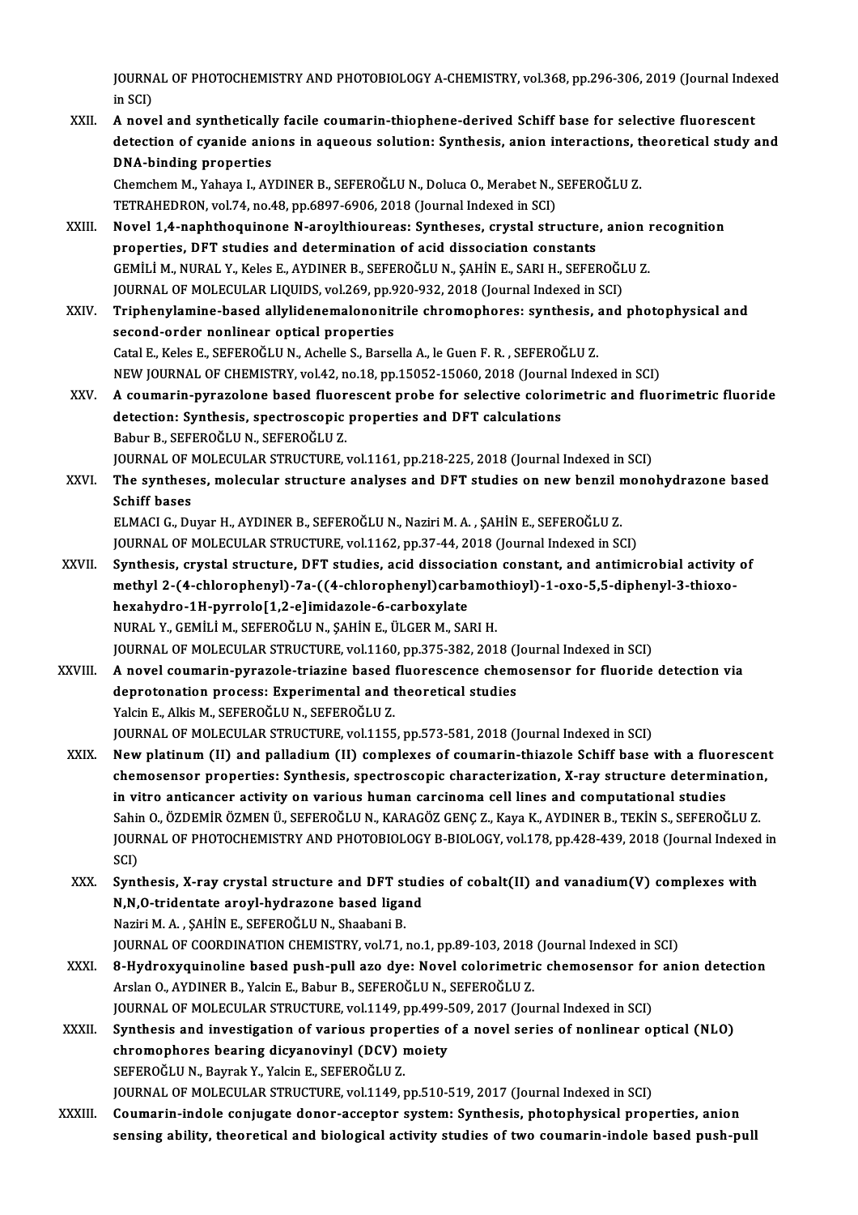JOURNAL OF PHOTOCHEMISTRY AND PHOTOBIOLOGY A-CHEMISTRY, vol.368, pp.296-306, 2019 (Journal Indexed in SCI)

XXII. **A novel and synthetically facile coumarin-thiophene-derived Schiff base for selective fluorescent detection of cyanide anions in aqueous solution: Synthesis, anion interactions, theoretical study and DNA-binding properties**
Chemchem M., Yahaya I., AYDINER B., SEFEROĞLU N., Doluca O., Merabet N., SEFEROĞLU Z.
TETRAHEDRON, vol.74, no.48, pp.6897-6906, 2018 (Journal Indexed in SCI)

XXIII. **Novel 1,4-naphthoquinone N-aroylthioureas: Syntheses, crystal structure, anion recognition properties, DFT studies and determination of acid dissociation constants**
GEMİLİ M., NURAL Y., Keles E., AYDINER B., SEFEROĞLU N., ŞAHİN E., SARI H., SEFEROĞLU Z.
JOURNAL OF MOLECULAR LIQUIDS, vol.269, pp.920-932, 2018 (Journal Indexed in SCI)

XXIV. **Triphenylamine-based allylidenemalononitrile chromophores: synthesis, and photophysical and second-order nonlinear optical properties**
Catal E., Keles E., SEFEROĞLU N., Achelle S., Barsella A., le Guen F. R. , SEFEROĞLU Z.
NEW JOURNAL OF CHEMISTRY, vol.42, no.18, pp.15052-15060, 2018 (Journal Indexed in SCI)

XXV. **A coumarin-pyrazolone based fluorescent probe for selective colorimetric and fluorimetric fluoride detection: Synthesis, spectroscopic properties and DFT calculations**
Babur B., SEFEROĞLU N., SEFEROĞLU Z.
JOURNAL OF MOLECULAR STRUCTURE, vol.1161, pp.218-225, 2018 (Journal Indexed in SCI)

XXVI. **The syntheses, molecular structure analyses and DFT studies on new benzil monohydrazone based Schiff bases**
ELMACI G., Duyar H., AYDINER B., SEFEROĞLU N., Naziri M. A. , ŞAHİN E., SEFEROĞLU Z.
JOURNAL OF MOLECULAR STRUCTURE, vol.1162, pp.37-44, 2018 (Journal Indexed in SCI)

XXVII. **Synthesis, crystal structure, DFT studies, acid dissociation constant, and antimicrobial activity of methyl 2-(4-chlorophenyl)-7a-((4-chlorophenyl)carbamothioyl)-1-oxo-5,5-diphenyl-3-thioxo-hexahydro-1H-pyrrolo[1,2-e]imidazole-6-carboxylate**
NURAL Y., GEMİLİ M., SEFEROĞLU N., ŞAHİN E., ÜLGER M., SARI H.
JOURNAL OF MOLECULAR STRUCTURE, vol.1160, pp.375-382, 2018 (Journal Indexed in SCI)

XXVIII. **A novel coumarin-pyrazole-triazine based fluorescence chemosensor for fluoride detection via deprotonation process: Experimental and theoretical studies**
Yalcin E., Alkis M., SEFEROĞLU N., SEFEROĞLU Z.
JOURNAL OF MOLECULAR STRUCTURE, vol.1155, pp.573-581, 2018 (Journal Indexed in SCI)

XXIX. **New platinum (II) and palladium (II) complexes of coumarin-thiazole Schiff base with a fluorescent chemosensor properties: Synthesis, spectroscopic characterization, X-ray structure determination, in vitro anticancer activity on various human carcinoma cell lines and computational studies**
Sahin O., ÖZDEMİR ÖZMEN Ü., SEFEROĞLU N., KARAGÖZ GENÇ Z., Kaya K., AYDINER B., TEKİN S., SEFEROĞLU Z.
JOURNAL OF PHOTOCHEMISTRY AND PHOTOBIOLOGY B-BIOLOGY, vol.178, pp.428-439, 2018 (Journal Indexed in SCI)

XXX. **Synthesis, X-ray crystal structure and DFT studies of cobalt(II) and vanadium(V) complexes with N,N,O-tridentate aroyl-hydrazone based ligand**
Naziri M. A. , ŞAHİN E., SEFEROĞLU N., Shaabani B.
JOURNAL OF COORDINATION CHEMISTRY, vol.71, no.1, pp.89-103, 2018 (Journal Indexed in SCI)

XXXI. **8-Hydroxyquinoline based push-pull azo dye: Novel colorimetric chemosensor for anion detection**
Arslan O., AYDINER B., Yalcin E., Babur B., SEFEROĞLU N., SEFEROĞLU Z.
JOURNAL OF MOLECULAR STRUCTURE, vol.1149, pp.499-509, 2017 (Journal Indexed in SCI)

XXXII. **Synthesis and investigation of various properties of a novel series of nonlinear optical (NLO) chromophores bearing dicyanovinyl (DCV) moiety**
SEFEROĞLU N., Bayrak Y., Yalcin E., SEFEROĞLU Z.
JOURNAL OF MOLECULAR STRUCTURE, vol.1149, pp.510-519, 2017 (Journal Indexed in SCI)

XXXIII. **Coumarin-indole conjugate donor-acceptor system: Synthesis, photophysical properties, anion sensing ability, theoretical and biological activity studies of two coumarin-indole based push-pull**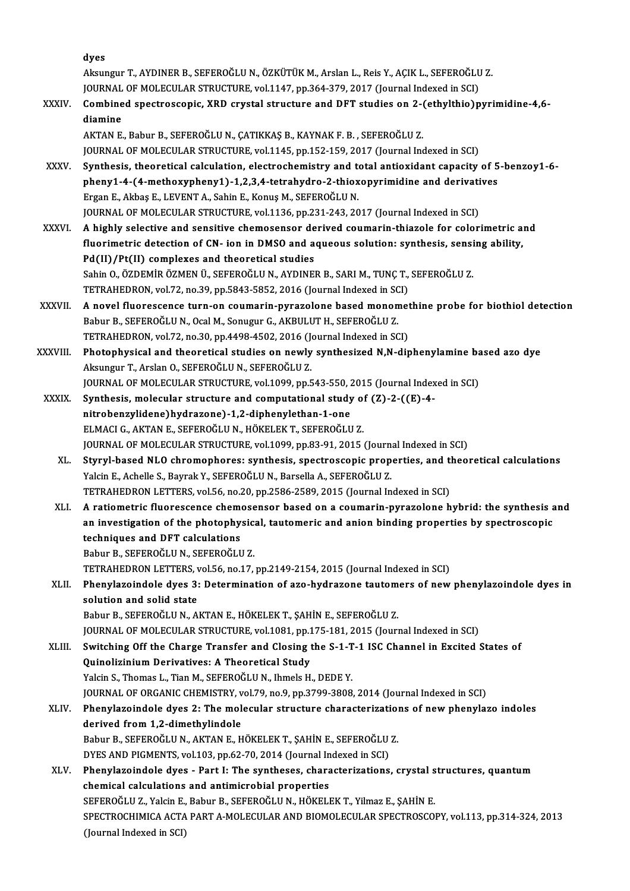dyes
Aksungur T., AYDINER B., SEFEROĞLU N., ÖZKÜTÜK M., Arslan L., Reis Y., AÇIK L., SEFEROĞLU Z.
JOURNAL OF MOLECULAR STRUCTURE, vol.1147, pp.364-379, 2017 (Journal Indexed in SCI)

XXXIV. **Combined spectroscopic, XRD crystal structure and DFT studies on 2-(ethylthio)pyrimidine-4,6-diamine**
AKTAN E., Babur B., SEFEROĞLU N., ÇATIKKAŞ B., KAYNAK F. B. , SEFEROĞLU Z.
JOURNAL OF MOLECULAR STRUCTURE, vol.1145, pp.152-159, 2017 (Journal Indexed in SCI)

XXXV. **Synthesis, theoretical calculation, electrochemistry and total antioxidant capacity of 5-benzoy1-6-pheny1-4-(4-methoxypheny1)-1,2,3,4-tetrahydro-2-thioxopyrimidine and derivatives**
Ergan E., Akbaş E., LEVENT A., Sahin E., Konuş M., SEFEROĞLU N.
JOURNAL OF MOLECULAR STRUCTURE, vol.1136, pp.231-243, 2017 (Journal Indexed in SCI)

XXXVI. **A highly selective and sensitive chemosensor derived coumarin-thiazole for colorimetric and fluorimetric detection of CN- ion in DMSO and aqueous solution: synthesis, sensing ability, Pd(II)/Pt(II) complexes and theoretical studies**
Sahin O., ÖZDEMİR ÖZMEN Ü., SEFEROĞLU N., AYDINER B., SARI M., TUNÇ T., SEFEROĞLU Z.
TETRAHEDRON, vol.72, no.39, pp.5843-5852, 2016 (Journal Indexed in SCI)

XXXVII. **A novel fluorescence turn-on coumarin-pyrazolone based monomethine probe for biothiol detection**
Babur B., SEFEROĞLU N., Ocal M., Sonugur G., AKBULUT H., SEFEROĞLU Z.
TETRAHEDRON, vol.72, no.30, pp.4498-4502, 2016 (Journal Indexed in SCI)

XXXVIII. **Photophysical and theoretical studies on newly synthesized N,N-diphenylamine based azo dye**
Aksungur T., Arslan O., SEFEROĞLU N., SEFEROĞLU Z.
JOURNAL OF MOLECULAR STRUCTURE, vol.1099, pp.543-550, 2015 (Journal Indexed in SCI)

XXXIX. **Synthesis, molecular structure and computational study of (Z)-2-((E)-4-nitrobenzylidene)hydrazone)-1,2-diphenylethan-1-one**
ELMACI G., AKTAN E., SEFEROĞLU N., HÖKELEK T., SEFEROĞLU Z.
JOURNAL OF MOLECULAR STRUCTURE, vol.1099, pp.83-91, 2015 (Journal Indexed in SCI)

XL. **Styryl-based NLO chromophores: synthesis, spectroscopic properties, and theoretical calculations**
Yalcin E., Achelle S., Bayrak Y., SEFEROĞLU N., Barsella A., SEFEROĞLU Z.
TETRAHEDRON LETTERS, vol.56, no.20, pp.2586-2589, 2015 (Journal Indexed in SCI)

XLI. **A ratiometric fluorescence chemosensor based on a coumarin-pyrazolone hybrid: the synthesis and an investigation of the photophysical, tautomeric and anion binding properties by spectroscopic techniques and DFT calculations**
Babur B., SEFEROĞLU N., SEFEROĞLU Z.
TETRAHEDRON LETTERS, vol.56, no.17, pp.2149-2154, 2015 (Journal Indexed in SCI)

XLII. **Phenylazoindole dyes 3: Determination of azo-hydrazone tautomers of new phenylazoindole dyes in solution and solid state**
Babur B., SEFEROĞLU N., AKTAN E., HÖKELEK T., ŞAHİN E., SEFEROĞLU Z.
JOURNAL OF MOLECULAR STRUCTURE, vol.1081, pp.175-181, 2015 (Journal Indexed in SCI)

XLIII. **Switching Off the Charge Transfer and Closing the S-1-T-1 ISC Channel in Excited States of Quinolizinium Derivatives: A Theoretical Study**
Yalcin S., Thomas L., Tian M., SEFEROĞLU N., Ihmels H., DEDE Y.
JOURNAL OF ORGANIC CHEMISTRY, vol.79, no.9, pp.3799-3808, 2014 (Journal Indexed in SCI)

XLIV. **Phenylazoindole dyes 2: The molecular structure characterizations of new phenylazo indoles derived from 1,2-dimethylindole**
Babur B., SEFEROĞLU N., AKTAN E., HÖKELEK T., ŞAHİN E., SEFEROĞLU Z.
DYES AND PIGMENTS, vol.103, pp.62-70, 2014 (Journal Indexed in SCI)

XLV. **Phenylazoindole dyes - Part I: The syntheses, characterizations, crystal structures, quantum chemical calculations and antimicrobial properties**
SEFEROĞLU Z., Yalcin E., Babur B., SEFEROĞLU N., HÖKELEK T., Yilmaz E., ŞAHİN E.
SPECTROCHIMICA ACTA PART A-MOLECULAR AND BIOMOLECULAR SPECTROSCOPY, vol.113, pp.314-324, 2013 (Journal Indexed in SCI)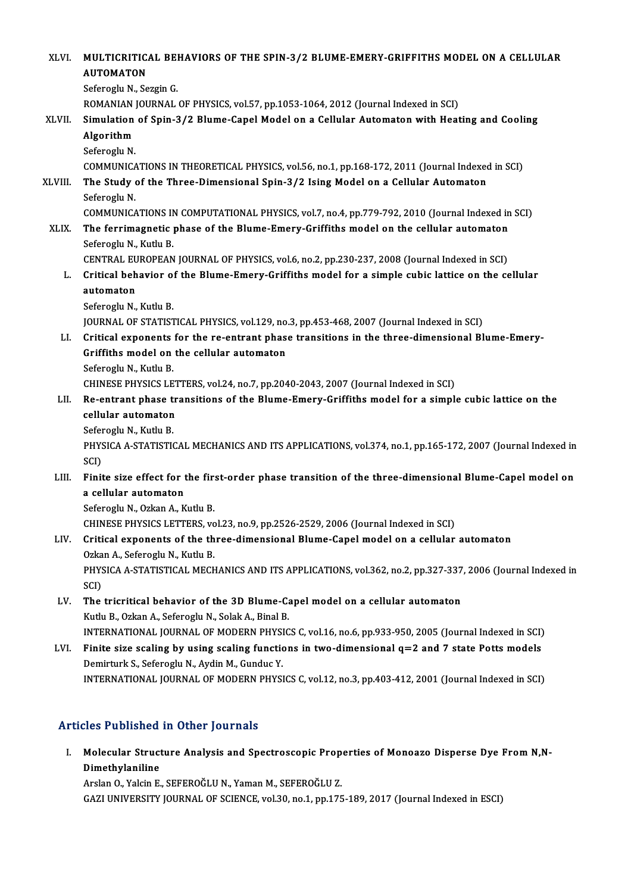XLVI. **MULTICRITICAL BEHAVIORS OF THE SPIN-3/2 BLUME-EMERY-GRIFFITHS MODEL ON A CELLULAR AUTOMATON**
Seferoglu N., Sezgin G.
ROMANIAN JOURNAL OF PHYSICS, vol.57, pp.1053-1064, 2012 (Journal Indexed in SCI)

XLVII. **Simulation of Spin-3/2 Blume-Capel Model on a Cellular Automaton with Heating and Cooling Algorithm**
Seferoglu N.
COMMUNICATIONS IN THEORETICAL PHYSICS, vol.56, no.1, pp.168-172, 2011 (Journal Indexed in SCI)

XLVIII. **The Study of the Three-Dimensional Spin-3/2 Ising Model on a Cellular Automaton**
Seferoglu N.
COMMUNICATIONS IN COMPUTATIONAL PHYSICS, vol.7, no.4, pp.779-792, 2010 (Journal Indexed in SCI)

XLIX. **The ferrimagnetic phase of the Blume-Emery-Griffiths model on the cellular automaton**
Seferoglu N., Kutlu B.
CENTRAL EUROPEAN JOURNAL OF PHYSICS, vol.6, no.2, pp.230-237, 2008 (Journal Indexed in SCI)

L. **Critical behavior of the Blume-Emery-Griffiths model for a simple cubic lattice on the cellular automaton**
Seferoglu N., Kutlu B.
JOURNAL OF STATISTICAL PHYSICS, vol.129, no.3, pp.453-468, 2007 (Journal Indexed in SCI)

LI. **Critical exponents for the re-entrant phase transitions in the three-dimensional Blume-Emery-Griffiths model on the cellular automaton**
Seferoglu N., Kutlu B.
CHINESE PHYSICS LETTERS, vol.24, no.7, pp.2040-2043, 2007 (Journal Indexed in SCI)

LII. **Re-entrant phase transitions of the Blume-Emery-Griffiths model for a simple cubic lattice on the cellular automaton**
Seferoglu N., Kutlu B.
PHYSICA A-STATISTICAL MECHANICS AND ITS APPLICATIONS, vol.374, no.1, pp.165-172, 2007 (Journal Indexed in SCI)

LIII. **Finite size effect for the first-order phase transition of the three-dimensional Blume-Capel model on a cellular automaton**
Seferoglu N., Ozkan A., Kutlu B.
CHINESE PHYSICS LETTERS, vol.23, no.9, pp.2526-2529, 2006 (Journal Indexed in SCI)

LIV. **Critical exponents of the three-dimensional Blume-Capel model on a cellular automaton**
Ozkan A., Seferoglu N., Kutlu B.
PHYSICA A-STATISTICAL MECHANICS AND ITS APPLICATIONS, vol.362, no.2, pp.327-337, 2006 (Journal Indexed in SCI)

LV. **The tricritical behavior of the 3D Blume-Capel model on a cellular automaton**
Kutlu B., Ozkan A., Seferoglu N., Solak A., Binal B.
INTERNATIONAL JOURNAL OF MODERN PHYSICS C, vol.16, no.6, pp.933-950, 2005 (Journal Indexed in SCI)

LVI. **Finite size scaling by using scaling functions in two-dimensional q=2 and 7 state Potts models**
Demirturk S., Seferoglu N., Aydin M., Gunduc Y.
INTERNATIONAL JOURNAL OF MODERN PHYSICS C, vol.12, no.3, pp.403-412, 2001 (Journal Indexed in SCI)

## Articles Published in Other Journals

I. **Molecular Structure Analysis and Spectroscopic Properties of Monoazo Disperse Dye From N,N-Dimethylaniline**
Arslan O., Yalcin E., SEFEROĞLU N., Yaman M., SEFEROĞLU Z.
GAZI UNIVERSITY JOURNAL OF SCIENCE, vol.30, no.1, pp.175-189, 2017 (Journal Indexed in ESCI)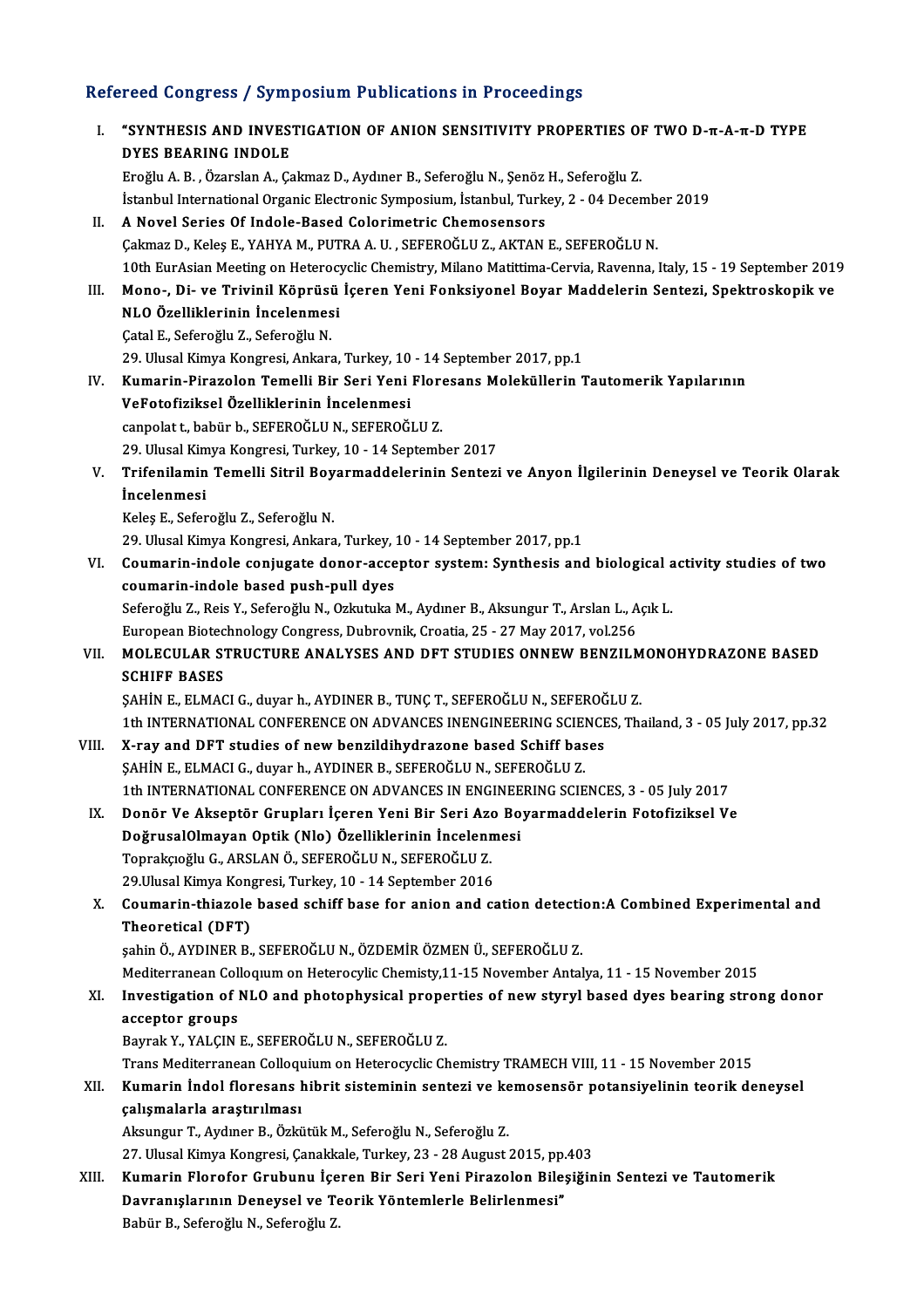## Refereed Congress / Symposium Publications in Proceedings

I. **"SYNTHESIS AND INVESTIGATION OF ANION SENSITIVITY PROPERTIES OF TWO D-π-A-π-D TYPE DYES BEARING INDOLE**
   Eroğlu A. B. , Özarslan A., Çakmaz D., Aydıner B., Seferoğlu N., Şenöz H., Seferoğlu Z.
   İstanbul International Organic Electronic Symposium, İstanbul, Turkey, 2 - 04 December 2019

II. **A Novel Series Of Indole-Based Colorimetric Chemosensors**
   Çakmaz D., Keleş E., YAHYA M., PUTRA A. U. , SEFEROĞLU Z., AKTAN E., SEFEROĞLU N.
   10th EurAsian Meeting on Heterocyclic Chemistry, Milano Matittima-Cervia, Ravenna, Italy, 15 - 19 September 2019

III. **Mono-, Di- ve Trivinil Köprüsü İçeren Yeni Fonksiyonel Boyar Maddelerin Sentezi, Spektroskopik ve NLO Özelliklerinin İncelenmesi**
   Çatal E., Seferoğlu Z., Seferoğlu N.
   29. Ulusal Kimya Kongresi, Ankara, Turkey, 10 - 14 September 2017, pp.1

IV. **Kumarin-Pirazolon Temelli Bir Seri Yeni Floresans Moleküllerin Tautomerik Yapılarının VeFotofiziksel Özelliklerinin İncelenmesi**
   canpolat t., babür b., SEFEROĞLU N., SEFEROĞLU Z.
   29. Ulusal Kimya Kongresi, Turkey, 10 - 14 September 2017

V. **Trifenilamin Temelli Sitril Boyarmaddelerinin Sentezi ve Anyon İlgilerinin Deneysel ve Teorik Olarak İncelenmesi**
   Keleş E., Seferoğlu Z., Seferoğlu N.
   29. Ulusal Kimya Kongresi, Ankara, Turkey, 10 - 14 September 2017, pp.1

VI. **Coumarin-indole conjugate donor-acceptor system: Synthesis and biological activity studies of two coumarin-indole based push-pull dyes**
   Seferoğlu Z., Reis Y., Seferoğlu N., Ozkutuka M., Aydıner B., Aksungur T., Arslan L., Açık L.
   European Biotechnology Congress, Dubrovnik, Croatia, 25 - 27 May 2017, vol.256

VII. **MOLECULAR STRUCTURE ANALYSES AND DFT STUDIES ONNEW BENZILMONOHYDRAZONE BASED SCHIFF BASES**
   ŞAHİN E., ELMACI G., duyar h., AYDINER B., TUNÇ T., SEFEROĞLU N., SEFEROĞLU Z.
   1th INTERNATIONAL CONFERENCE ON ADVANCES INENGINEERING SCIENCES, Thailand, 3 - 05 July 2017, pp.32

VIII. **X-ray and DFT studies of new benzildihydrazone based Schiff bases**
   ŞAHİN E., ELMACI G., duyar h., AYDINER B., SEFEROĞLU N., SEFEROĞLU Z.
   1th INTERNATIONAL CONFERENCE ON ADVANCES IN ENGINEERING SCIENCES, 3 - 05 July 2017

IX. **Donör Ve Akseptör Grupları İçeren Yeni Bir Seri Azo Boyarmaddelerin Fotofiziksel Ve DoğrusalOlmayan Optik (Nlo) Özelliklerinin İncelenmesi**
   Toprakçıoğlu G., ARSLAN Ö., SEFEROĞLU N., SEFEROĞLU Z.
   29.Ulusal Kimya Kongresi, Turkey, 10 - 14 September 2016

X. **Coumarin-thiazole based schiff base for anion and cation detection:A Combined Experimental and Theoretical (DFT)**
   şahin Ö., AYDINER B., SEFEROĞLU N., ÖZDEMİR ÖZMEN Ü., SEFEROĞLU Z.
   Mediterranean Colloqium on Heterocylic Chemisty,11-15 November Antalya, 11 - 15 November 2015

XI. **Investigation of NLO and photophysical properties of new styryl based dyes bearing strong donor acceptor groups**
   Bayrak Y., YALÇIN E., SEFEROĞLU N., SEFEROĞLU Z.
   Trans Mediterranean Colloquium on Heterocyclic Chemistry TRAMECH VIII, 11 - 15 November 2015

XII. **Kumarin İndol floresans hibrit sisteminin sentezi ve kemosensör potansiyelinin teorik deneysel çalışmalarla araştırılması**
   Aksungur T., Aydıner B., Özkütük M., Seferoğlu N., Seferoğlu Z.
   27. Ulusal Kimya Kongresi, Çanakkale, Turkey, 23 - 28 August 2015, pp.403

XIII. **Kumarin Florofor Grubunu İçeren Bir Seri Yeni Pirazolon Bileşiğinin Sentezi ve Tautomerik Davranışlarının Deneysel ve Teorik Yöntemlerle Belirlenmesi"**
   Babür B., Seferoğlu N., Seferoğlu Z.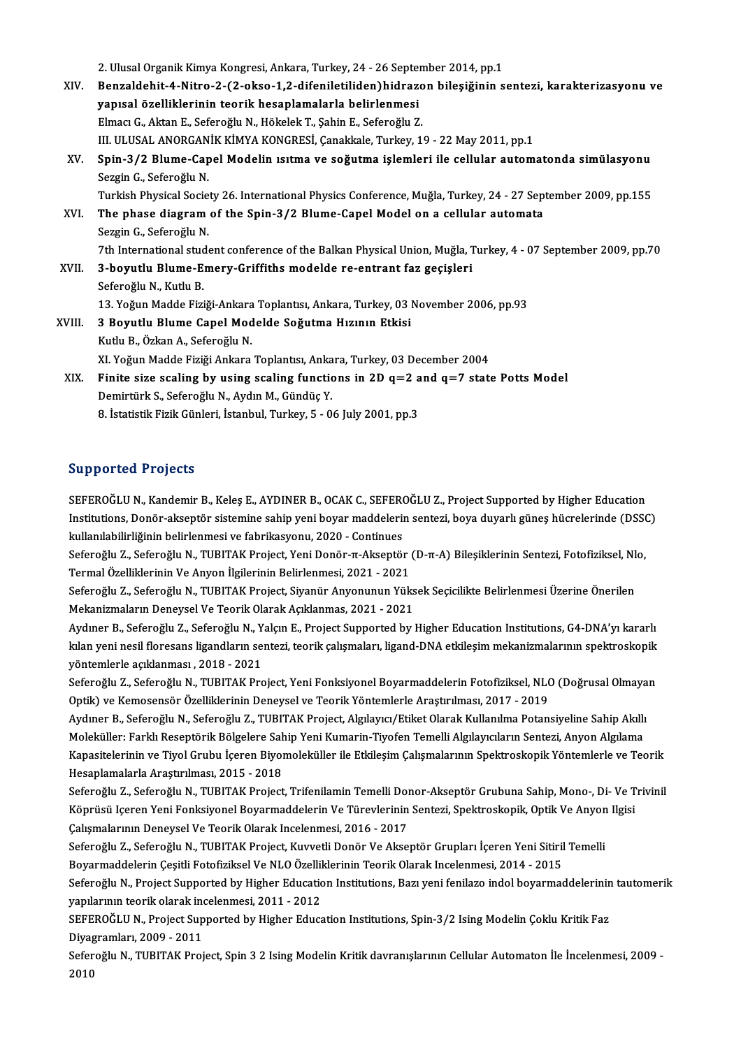2. Ulusal Organik Kimya Kongresi, Ankara, Turkey, 24 - 26 September 2014, pp.1

XIV. **Benzaldehit-4-Nitro-2-(2-okso-1,2-difeniletiliden)hidrazon bileşiğinin sentezi, karakterizasyonu ve yapısal özelliklerinin teorik hesaplamalarla belirlenmesi**
Elmacı G., Aktan E., Seferoğlu N., Hökelek T., Şahin E., Seferoğlu Z.
III. ULUSAL ANORGANİK KİMYA KONGRESİ, Çanakkale, Turkey, 19 - 22 May 2011, pp.1

XV. **Spin-3/2 Blume-Capel Modelin ısıtma ve soğutma işlemleri ile cellular automatonda simülasyonu**
Sezgin G., Seferoğlu N.
Turkish Physical Society 26. International Physics Conference, Muğla, Turkey, 24 - 27 September 2009, pp.155

XVI. **The phase diagram of the Spin-3/2 Blume-Capel Model on a cellular automata**
Sezgin G., Seferoğlu N.
7th International student conference of the Balkan Physical Union, Muğla, Turkey, 4 - 07 September 2009, pp.70

XVII. **3-boyutlu Blume-Emery-Griffiths modelde re-entrant faz geçişleri**
Seferoğlu N., Kutlu B.
13. Yoğun Madde Fiziği-Ankara Toplantısı, Ankara, Turkey, 03 November 2006, pp.93

XVIII. **3 Boyutlu Blume Capel Modelde Soğutma Hızının Etkisi**
Kutlu B., Özkan A., Seferoğlu N.
XI. Yoğun Madde Fiziği Ankara Toplantısı, Ankara, Turkey, 03 December 2004

XIX. **Finite size scaling by using scaling functions in 2D q=2 and q=7 state Potts Model**
Demirtürk S., Seferoğlu N., Aydın M., Gündüç Y.
8. İstatistik Fizik Günleri, İstanbul, Turkey, 5 - 06 July 2001, pp.3

## Supported Projects

SEFEROĞLU N., Kandemir B., Keleş E., AYDINER B., OCAK C., SEFEROĞLU Z., Project Supported by Higher Education Institutions, Donör-akseptör sistemine sahip yeni boyar maddelerin sentezi, boya duyarlı güneş hücrelerinde (DSSC) kullanılabilirliğinin belirlenmesi ve fabrikasyonu, 2020 - Continues

Seferoğlu Z., Seferoğlu N., TUBITAK Project, Yeni Donör-π-Akseptör (D-π-A) Bileşiklerinin Sentezi, Fotofiziksel, Nlo, Termal Özelliklerinin Ve Anyon İlgilerinin Belirlenmesi, 2021 - 2021

Seferoğlu Z., Seferoğlu N., TUBITAK Project, Siyanür Anyonunun Yüksek Seçicilikte Belirlenmesi Üzerine Önerilen Mekanizmaların Deneysel Ve Teorik Olarak Açıklanmas, 2021 - 2021

Aydıner B., Seferoğlu Z., Seferoğlu N., Yalçın E., Project Supported by Higher Education Institutions, G4-DNA'yı kararlı kılan yeni nesil floresans ligandların sentezi, teorik çalışmaları, ligand-DNA etkileşim mekanizmalarının spektroskopik yöntemlerle açıklanması , 2018 - 2021

Seferoğlu Z., Seferoğlu N., TUBITAK Project, Yeni Fonksiyonel Boyarmaddelerin Fotofiziksel, NLO (Doğrusal Olmayan Optik) ve Kemosensör Özelliklerinin Deneysel ve Teorik Yöntemlerle Araştırılması, 2017 - 2019

Aydıner B., Seferoğlu N., Seferoğlu Z., TUBITAK Project, Algılayıcı/Etiket Olarak Kullanılma Potansiyeline Sahip Akıllı Moleküller: Farklı Reseptörik Bölgelere Sahip Yeni Kumarin-Tiyofen Temelli Algılayıcıların Sentezi, Anyon Algılama Kapasitelerinin ve Tiyol Grubu İçeren Biyomoleküller ile Etkileşim Çalışmalarının Spektroskopik Yöntemlerle ve Teorik Hesaplamalarla Araştırılması, 2015 - 2018

Seferoğlu Z., Seferoğlu N., TUBITAK Project, Trifenilamin Temelli Donor-Akseptör Grubuna Sahip, Mono-, Di- Ve Trivinil Köprüsü Içeren Yeni Fonksiyonel Boyarmaddelerin Ve Türevlerinin Sentezi, Spektroskopik, Optik Ve Anyon Ilgisi Çalışmalarının Deneysel Ve Teorik Olarak Incelenmesi, 2016 - 2017

Seferoğlu Z., Seferoğlu N., TUBITAK Project, Kuvvetli Donör Ve Akseptör Grupları İçeren Yeni Sitiril Temelli Boyarmaddelerin Çeşitli Fotofiziksel Ve NLO Özelliklerinin Teorik Olarak Incelenmesi, 2014 - 2015

Seferoğlu N., Project Supported by Higher Education Institutions, Bazı yeni fenilazo indol boyarmaddelerinin tautomerik yapılarının teorik olarak incelenmesi, 2011 - 2012

SEFEROĞLU N., Project Supported by Higher Education Institutions, Spin-3/2 Ising Modelin Çoklu Kritik Faz Diyagramları, 2009 - 2011

Seferoğlu N., TUBITAK Project, Spin 3 2 Ising Modelin Kritik davranışlarının Cellular Automaton İle İncelenmesi, 2009 - 2010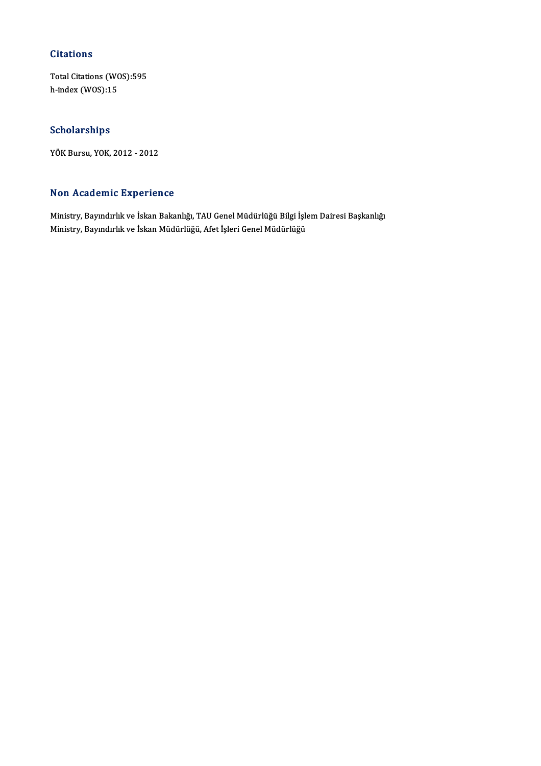## Citations

Total Citations (WOS):595
h-index (WOS):15

## Scholarships

YÖK Bursu, YOK, 2012 - 2012

## Non Academic Experience

Ministry, Bayındırlık ve İskan Bakanlığı, TAU Genel Müdürlüğü Bilgi İşlem Dairesi Başkanlığı
Ministry, Bayındırlık ve İskan Müdürlüğü, Afet İşleri Genel Müdürlüğü